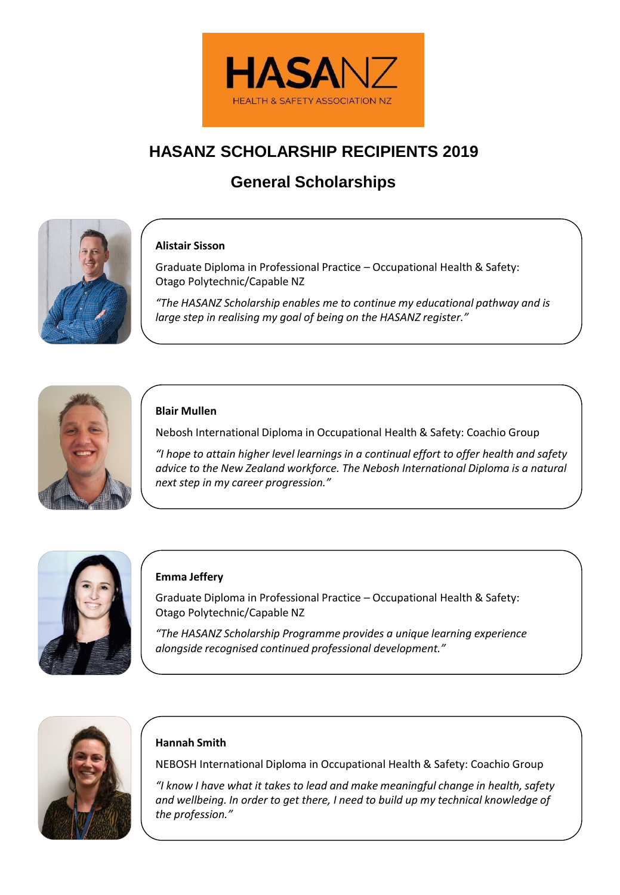HASANZ

HEALTH & SAFETY ASSOCIATION NZ

# HASANZ SCHOLARSHIP RECIPIENTS 2019

## General Scholarships

**Alistair Sisson**

Graduate Diploma in Professional Practice – Occupational Health & Safety: Otago Polytechnic/Capable NZ

*"The HASANZ Scholarship enables me to continue my educational pathway and is large step in realising my goal of being on the HASANZ register."*

**Blair Mullen**

Nebosh International Diploma in Occupational Health & Safety: Coachio Group

*"I hope to attain higher level learnings in a continual effort to offer health and safety advice to the New Zealand workforce. The Nebosh International Diploma is a natural next step in my career progression."*

**Emma Jeffery**

Graduate Diploma in Professional Practice – Occupational Health & Safety: Otago Polytechnic/Capable NZ

*"The HASANZ Scholarship Programme provides a unique learning experience alongside recognised continued professional development."*

**Hannah Smith**

NEBOSH International Diploma in Occupational Health & Safety: Coachio Group

*"I know I have what it takes to lead and make meaningful change in health, safety and wellbeing. In order to get there, I need to build up my technical knowledge of the profession."*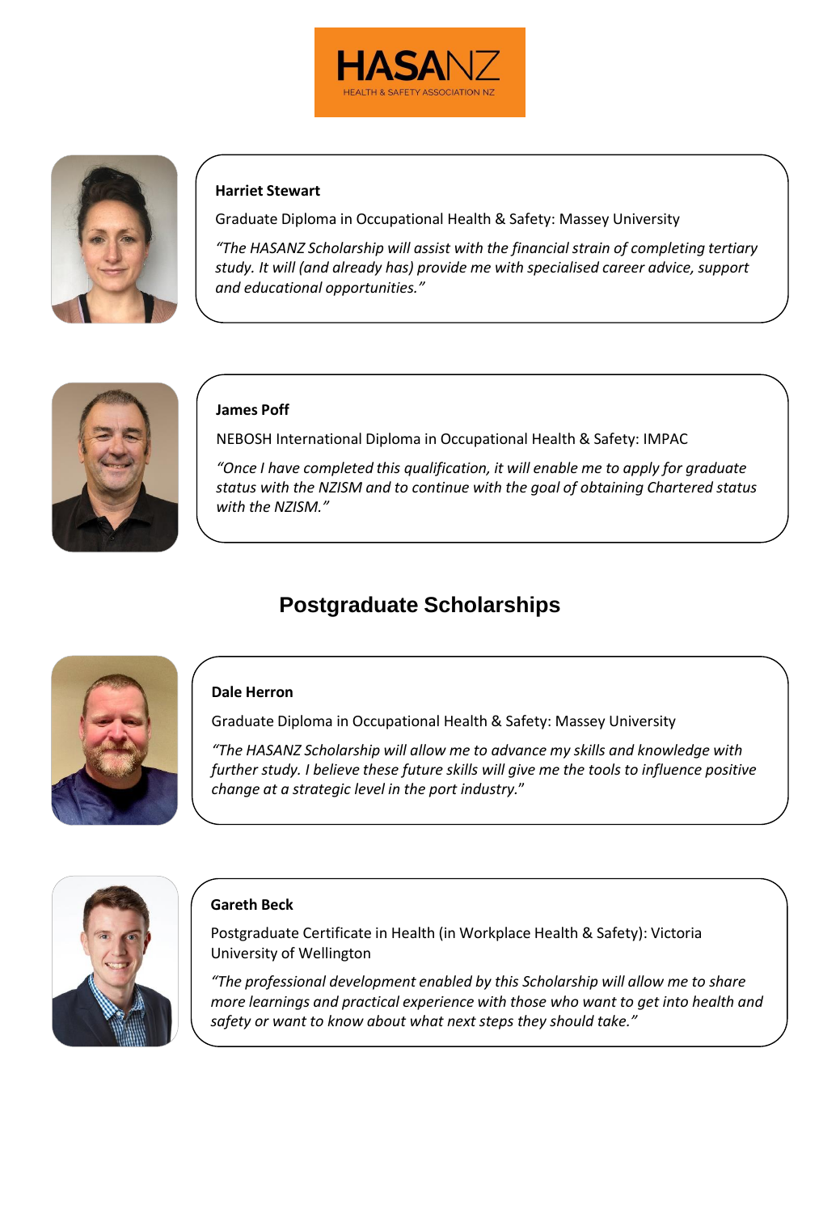**Harriet Stewart**

Graduate Diploma in Occupational Health & Safety: Massey University

*"The HASANZ Scholarship will assist with the financial strain of completing tertiary study. It will (and already has) provide me with specialised career advice, support and educational opportunities."*

**James Poff**

NEBOSH International Diploma in Occupational Health & Safety: IMPAC

*"Once I have completed this qualification, it will enable me to apply for graduate status with the NZISM and to continue with the goal of obtaining Chartered status with the NZISM."*

## Postgraduate Scholarships

**Dale Herron**

Graduate Diploma in Occupational Health & Safety: Massey University

*"The HASANZ Scholarship will allow me to advance my skills and knowledge with further study. I believe these future skills will give me the tools to influence positive change at a strategic level in the port industry."*

**Gareth Beck**

Postgraduate Certificate in Health (in Workplace Health & Safety): Victoria University of Wellington

*"The professional development enabled by this Scholarship will allow me to share more learnings and practical experience with those who want to get into health and safety or want to know about what next steps they should take."*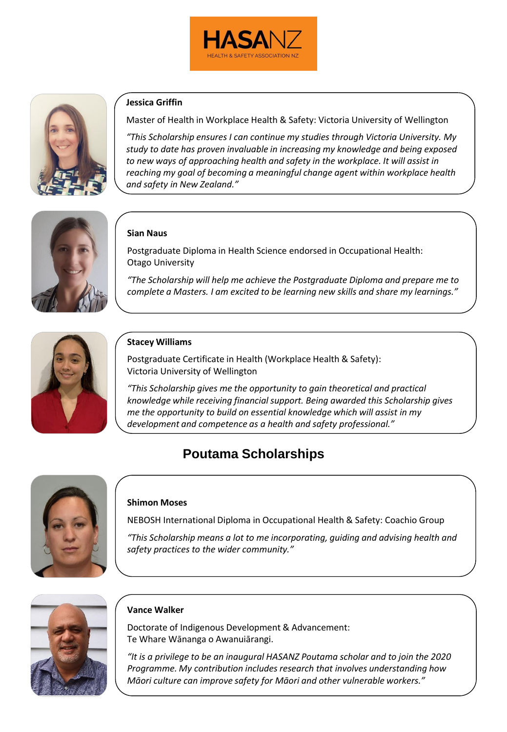**HASANZ**
HEALTH & SAFETY ASSOCIATION NZ

**Jessica Griffin**

Master of Health in Workplace Health & Safety: Victoria University of Wellington

*"This Scholarship ensures I can continue my studies through Victoria University. My study to date has proven invaluable in increasing my knowledge and being exposed to new ways of approaching health and safety in the workplace. It will assist in reaching my goal of becoming a meaningful change agent within workplace health and safety in New Zealand."*

**Sian Naus**

Postgraduate Diploma in Health Science endorsed in Occupational Health: Otago University

*"The Scholarship will help me achieve the Postgraduate Diploma and prepare me to complete a Masters. I am excited to be learning new skills and share my learnings."*

**Stacey Williams**

Postgraduate Certificate in Health (Workplace Health & Safety): Victoria University of Wellington

*"This Scholarship gives me the opportunity to gain theoretical and practical knowledge while receiving financial support. Being awarded this Scholarship gives me the opportunity to build on essential knowledge which will assist in my development and competence as a health and safety professional."*

## Poutama Scholarships

**Shimon Moses**

NEBOSH International Diploma in Occupational Health & Safety: Coachio Group

*"This Scholarship means a lot to me incorporating, guiding and advising health and safety practices to the wider community."*

**Vance Walker**

Doctorate of Indigenous Development & Advancement: Te Whare Wānanga o Awanuiārangi.

*"It is a privilege to be an inaugural HASANZ Poutama scholar and to join the 2020 Programme. My contribution includes research that involves understanding how Māori culture can improve safety for Māori and other vulnerable workers."*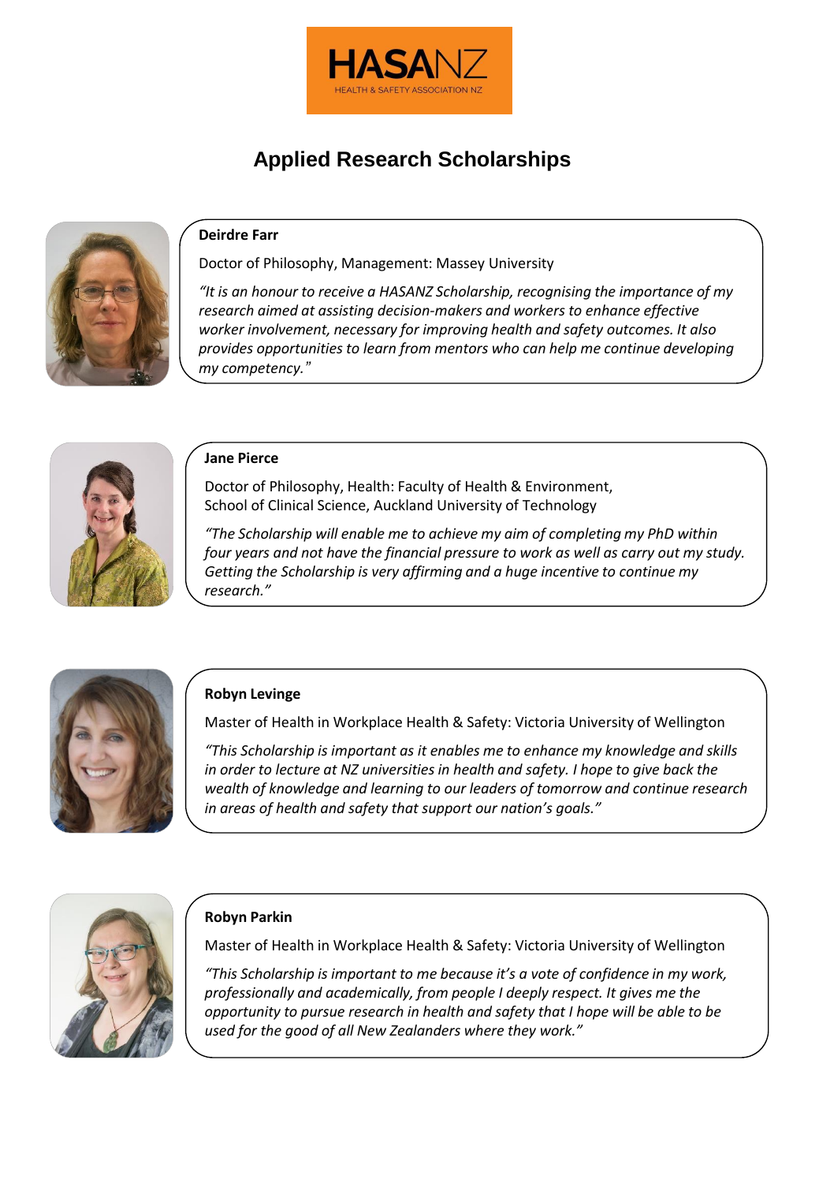HASANZ
HEALTH & SAFETY ASSOCIATION NZ

# Applied Research Scholarships

**Deirdre Farr**

Doctor of Philosophy, Management: Massey University

*"It is an honour to receive a HASANZ Scholarship, recognising the importance of my research aimed at assisting decision-makers and workers to enhance effective worker involvement, necessary for improving health and safety outcomes. It also provides opportunities to learn from mentors who can help me continue developing my competency."*

**Jane Pierce**

Doctor of Philosophy, Health: Faculty of Health & Environment,
School of Clinical Science, Auckland University of Technology

*"The Scholarship will enable me to achieve my aim of completing my PhD within four years and not have the financial pressure to work as well as carry out my study. Getting the Scholarship is very affirming and a huge incentive to continue my research."*

**Robyn Levinge**

Master of Health in Workplace Health & Safety: Victoria University of Wellington

*"This Scholarship is important as it enables me to enhance my knowledge and skills in order to lecture at NZ universities in health and safety. I hope to give back the wealth of knowledge and learning to our leaders of tomorrow and continue research in areas of health and safety that support our nation's goals."*

**Robyn Parkin**

Master of Health in Workplace Health & Safety: Victoria University of Wellington

*"This Scholarship is important to me because it's a vote of confidence in my work, professionally and academically, from people I deeply respect. It gives me the opportunity to pursue research in health and safety that I hope will be able to be used for the good of all New Zealanders where they work."*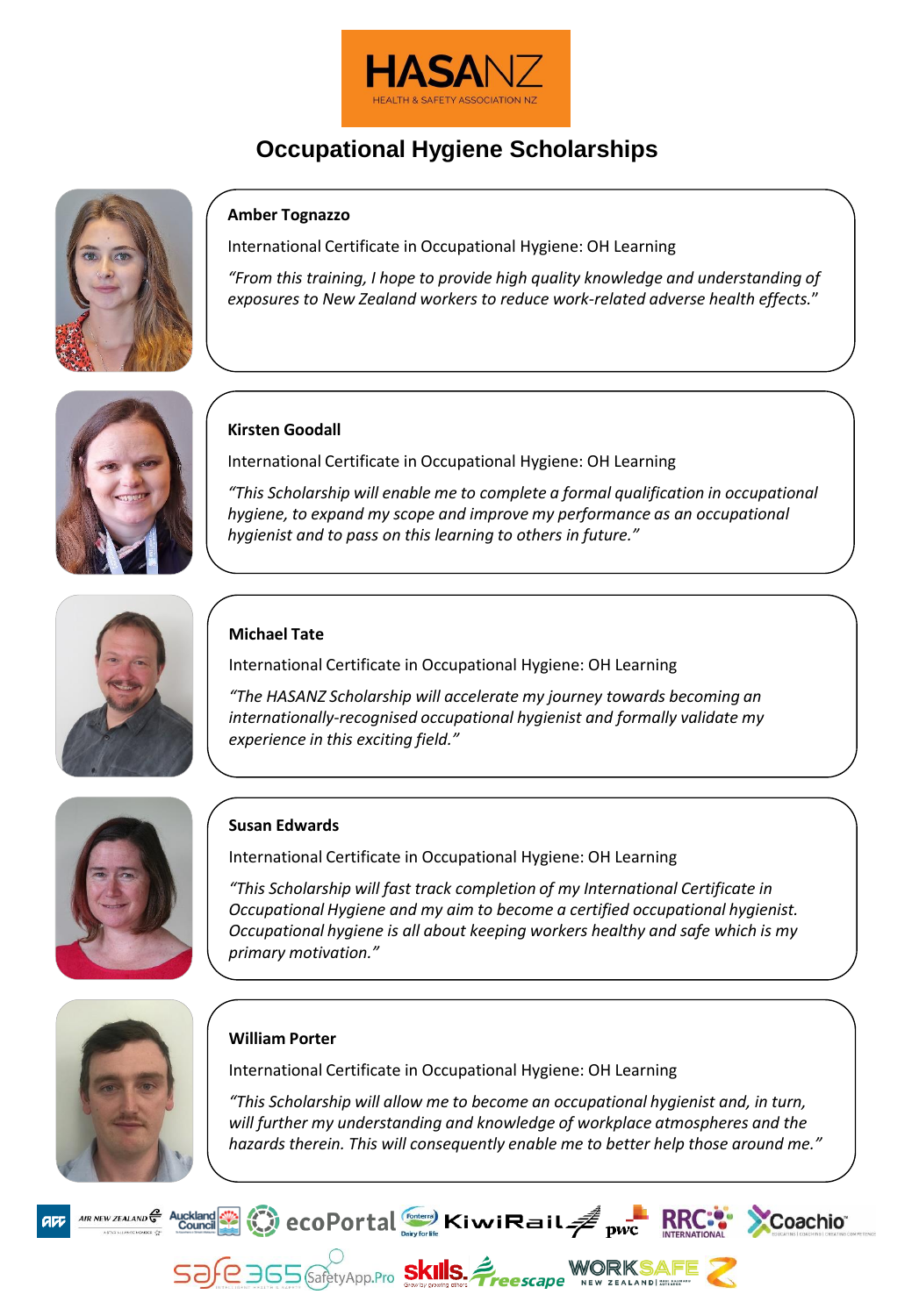HASANZ
HEALTH & SAFETY ASSOCIATION NZ

# Occupational Hygiene Scholarships

**Amber Tognazzo**

International Certificate in Occupational Hygiene: OH Learning

*"From this training, I hope to provide high quality knowledge and understanding of exposures to New Zealand workers to reduce work-related adverse health effects."*

**Kirsten Goodall**

International Certificate in Occupational Hygiene: OH Learning

*"This Scholarship will enable me to complete a formal qualification in occupational hygiene, to expand my scope and improve my performance as an occupational hygienist and to pass on this learning to others in future."*

**Michael Tate**

International Certificate in Occupational Hygiene: OH Learning

*"The HASANZ Scholarship will accelerate my journey towards becoming an internationally-recognised occupational hygienist and formally validate my experience in this exciting field."*

**Susan Edwards**

International Certificate in Occupational Hygiene: OH Learning

*"This Scholarship will fast track completion of my International Certificate in Occupational Hygiene and my aim to become a certified occupational hygienist. Occupational hygiene is all about keeping workers healthy and safe which is my primary motivation."*

**William Porter**

International Certificate in Occupational Hygiene: OH Learning

*"This Scholarship will allow me to become an occupational hygienist and, in turn, will further my understanding and knowledge of workplace atmospheres and the hazards therein. This will consequently enable me to better help those around me."*